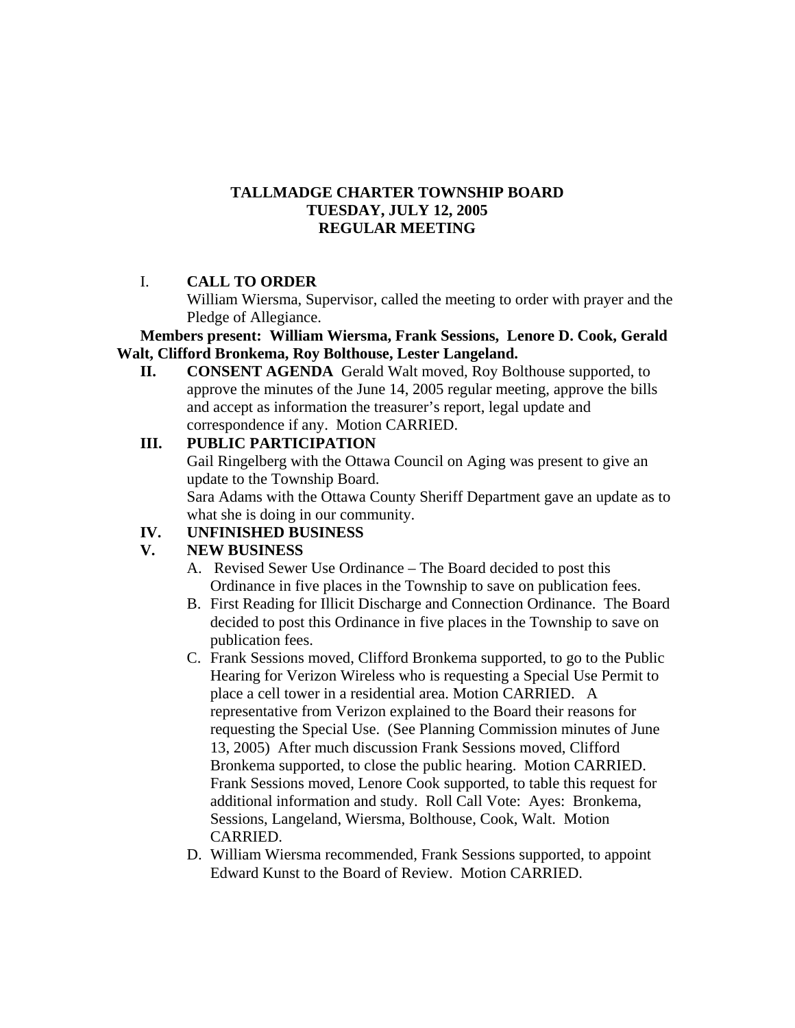# TALLMADGE CHARTER TOWNSHIP BOARD
## TUESDAY, JULY 12, 2005
## REGULAR MEETING

I. **CALL TO ORDER**

William Wiersma, Supervisor, called the meeting to order with prayer and the Pledge of Allegiance.

**Members present: William Wiersma, Frank Sessions, Lenore D. Cook, Gerald Walt, Clifford Bronkema, Roy Bolthouse, Lester Langeland.**

**II. CONSENT AGENDA** Gerald Walt moved, Roy Bolthouse supported, to approve the minutes of the June 14, 2005 regular meeting, approve the bills and accept as information the treasurer's report, legal update and correspondence if any. Motion CARRIED.

**III. PUBLIC PARTICIPATION**

Gail Ringelberg with the Ottawa Council on Aging was present to give an update to the Township Board.

Sara Adams with the Ottawa County Sheriff Department gave an update as to what she is doing in our community.

**IV. UNFINISHED BUSINESS**

**V. NEW BUSINESS**

A. Revised Sewer Use Ordinance – The Board decided to post this Ordinance in five places in the Township to save on publication fees.

B. First Reading for Illicit Discharge and Connection Ordinance. The Board decided to post this Ordinance in five places in the Township to save on publication fees.

C. Frank Sessions moved, Clifford Bronkema supported, to go to the Public Hearing for Verizon Wireless who is requesting a Special Use Permit to place a cell tower in a residential area. Motion CARRIED. A representative from Verizon explained to the Board their reasons for requesting the Special Use. (See Planning Commission minutes of June 13, 2005) After much discussion Frank Sessions moved, Clifford Bronkema supported, to close the public hearing. Motion CARRIED. Frank Sessions moved, Lenore Cook supported, to table this request for additional information and study. Roll Call Vote: Ayes: Bronkema, Sessions, Langeland, Wiersma, Bolthouse, Cook, Walt. Motion CARRIED.

D. William Wiersma recommended, Frank Sessions supported, to appoint Edward Kunst to the Board of Review. Motion CARRIED.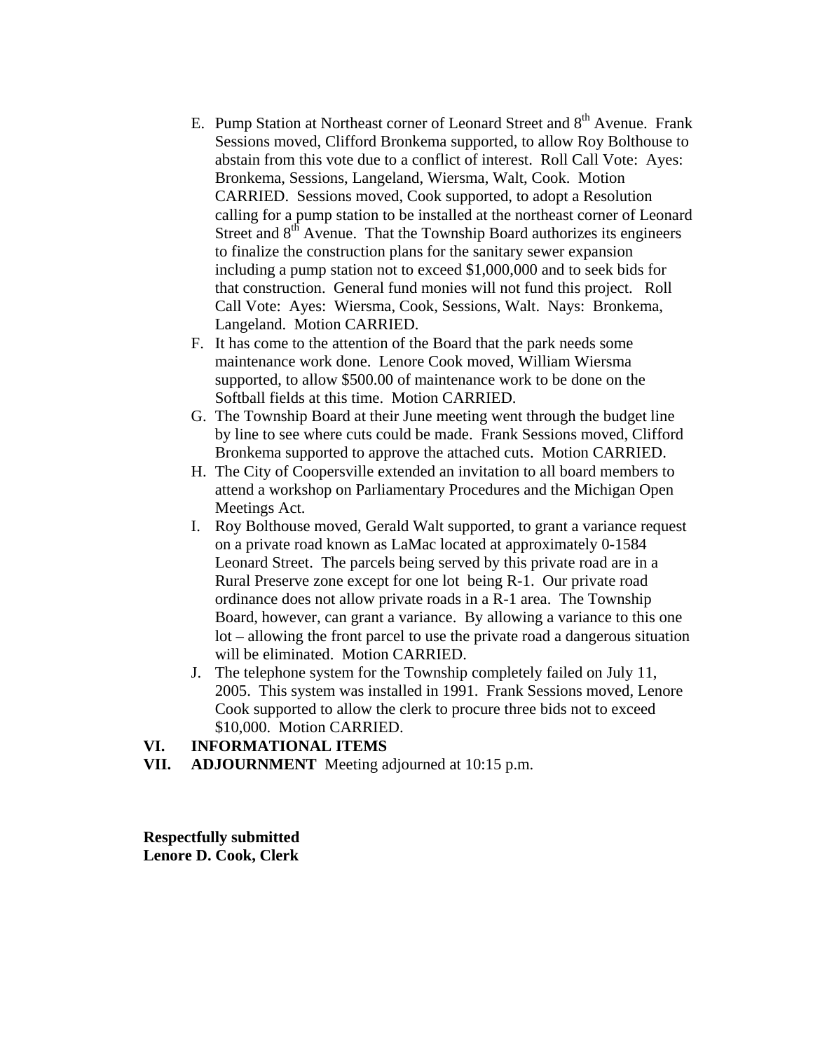E. Pump Station at Northeast corner of Leonard Street and 8th Avenue. Frank Sessions moved, Clifford Bronkema supported, to allow Roy Bolthouse to abstain from this vote due to a conflict of interest. Roll Call Vote: Ayes: Bronkema, Sessions, Langeland, Wiersma, Walt, Cook. Motion CARRIED. Sessions moved, Cook supported, to adopt a Resolution calling for a pump station to be installed at the northeast corner of Leonard Street and 8th Avenue. That the Township Board authorizes its engineers to finalize the construction plans for the sanitary sewer expansion including a pump station not to exceed $1,000,000 and to seek bids for that construction. General fund monies will not fund this project. Roll Call Vote: Ayes: Wiersma, Cook, Sessions, Walt. Nays: Bronkema, Langeland. Motion CARRIED.

F. It has come to the attention of the Board that the park needs some maintenance work done. Lenore Cook moved, William Wiersma supported, to allow $500.00 of maintenance work to be done on the Softball fields at this time. Motion CARRIED.

G. The Township Board at their June meeting went through the budget line by line to see where cuts could be made. Frank Sessions moved, Clifford Bronkema supported to approve the attached cuts. Motion CARRIED.

H. The City of Coopersville extended an invitation to all board members to attend a workshop on Parliamentary Procedures and the Michigan Open Meetings Act.

I. Roy Bolthouse moved, Gerald Walt supported, to grant a variance request on a private road known as LaMac located at approximately 0-1584 Leonard Street. The parcels being served by this private road are in a Rural Preserve zone except for one lot being R-1. Our private road ordinance does not allow private roads in a R-1 area. The Township Board, however, can grant a variance. By allowing a variance to this one lot – allowing the front parcel to use the private road a dangerous situation will be eliminated. Motion CARRIED.

J. The telephone system for the Township completely failed on July 11, 2005. This system was installed in 1991. Frank Sessions moved, Lenore Cook supported to allow the clerk to procure three bids not to exceed $10,000. Motion CARRIED.

**VI. INFORMATIONAL ITEMS**

**VII. ADJOURNMENT** Meeting adjourned at 10:15 p.m.

**Respectfully submitted**
**Lenore D. Cook, Clerk**